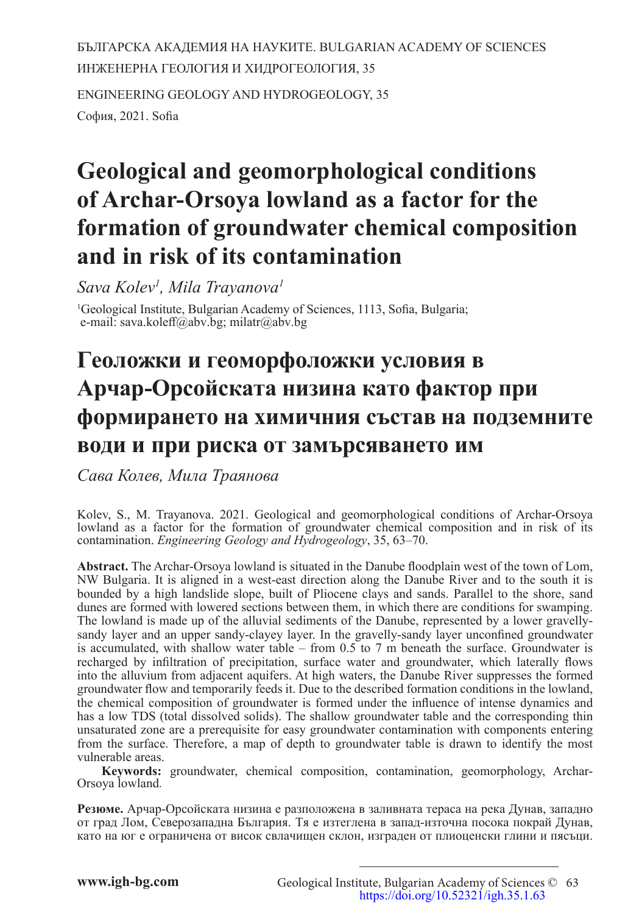БЪЛГАРСКА АКАДЕМИЯ НА НАУКИТЕ. BULGARIAN ACADEMY OF SCIENCES
ИНЖЕНЕРНА ГЕОЛОГИЯ И ХИДРОГЕОЛОГИЯ, 35

ENGINEERING GEOLOGY AND HYDROGEOLOGY, 35

София, 2021. Sofia

# Geological and geomorphological conditions of Archar-Orsoya lowland as a factor for the formation of groundwater chemical composition and in risk of its contamination

*Sava Kolev[1], Mila Trayanova[1]*

[1]Geological Institute, Bulgarian Academy of Sciences, 1113, Sofia, Bulgaria;
e-mail: sava.koleff@abv.bg; milatr@abv.bg

# Геоложки и геоморфоложки условия в Арчар-Орсойската низина като фактор при формирането на химичния състав на подземните води и при риска от замърсяването им

*Сава Колев, Мила Траянова*

Kolev, S., M. Trayanova. 2021. Geological and geomorphological conditions of Archar-Orsoya lowland as a factor for the formation of groundwater chemical composition and in risk of its contamination. *Engineering Geology and Hydrogeology*, 35, 63–70.

**Abstract.** The Archar-Orsoya lowland is situated in the Danube floodplain west of the town of Lom, NW Bulgaria. It is aligned in a west-east direction along the Danube River and to the south it is bounded by a high landslide slope, built of Pliocene clays and sands. Parallel to the shore, sand dunes are formed with lowered sections between them, in which there are conditions for swamping. The lowland is made up of the alluvial sediments of the Danube, represented by a lower gravelly-sandy layer and an upper sandy-clayey layer. In the gravelly-sandy layer unconfined groundwater is accumulated, with shallow water table – from 0.5 to 7 m beneath the surface. Groundwater is recharged by infiltration of precipitation, surface water and groundwater, which laterally flows into the alluvium from adjacent aquifers. At high waters, the Danube River suppresses the formed groundwater flow and temporarily feeds it. Due to the described formation conditions in the lowland, the chemical composition of groundwater is formed under the influence of intense dynamics and has a low TDS (total dissolved solids). The shallow groundwater table and the corresponding thin unsaturated zone are a prerequisite for easy groundwater contamination with components entering from the surface. Therefore, a map of depth to groundwater table is drawn to identify the most vulnerable areas.

**Keywords:** groundwater, chemical composition, contamination, geomorphology, Archar-Orsoya lowland.

**Резюме.** Арчар-Орсойската низина е разположена в заливната тераса на река Дунав, западно от град Лом, Северозападна България. Тя е изтеглена в запад-източна посока покрай Дунав, като на юг е ограничена от висок свлачищен склон, изграден от плиоценски глини и пясъци.

https://doi.org/10.52321/igh.35.1.63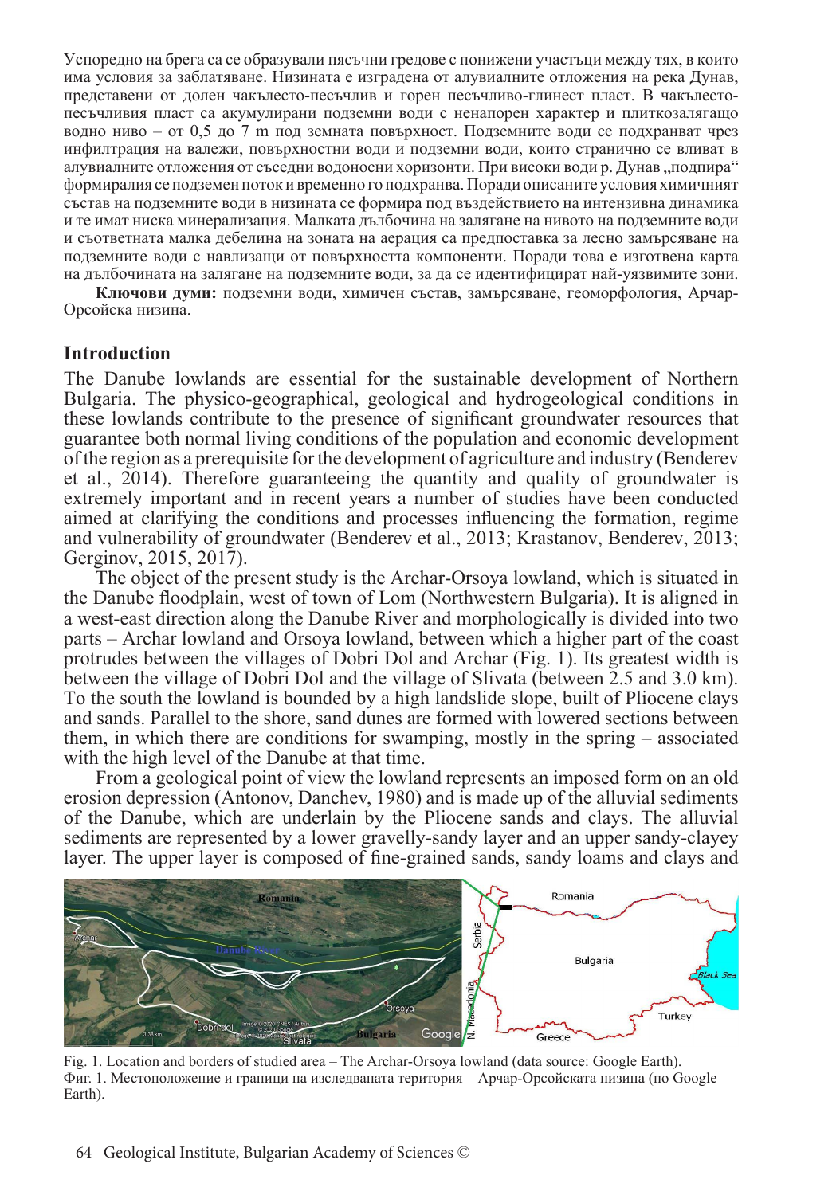Успоредно на брега са се образували пясъчни гредове с понижени участъци между тях, в които има условия за заблатяване. Низината е изградена от алувиалните отложения на река Дунав, представени от долен чакълесто-песъчлив и горен песъчливо-глинест пласт. В чакълесто-песъчливия пласт са акумулирани подземни води с ненапорен характер и плиткозалягащо водно ниво – от 0,5 до 7 m под земната повърхност. Подземните води се подхранват чрез инфилтрация на валежи, повърхностни води и подземни води, които странично се вливат в алувиалните отложения от съседни водоносни хоризонти. При високи води р. Дунав „подпира" формиралия се подземен поток и временно го подхранва. Поради описаните условия химичният състав на подземните води в низината се формира под въздействието на интензивна динамика и те имат ниска минерализация. Малката дълбочина на залягане на нивото на подземните води и съответната малка дебелина на зоната на аерация са предпоставка за лесно замърсяване на подземните води с навлизащи от повърхността компоненти. Поради това е изготвена карта на дълбочината на залягане на подземните води, за да се идентифицират най-уязвимите зони.

**Ключови думи:** подземни води, химичен състав, замърсяване, геоморфология, Арчар-Орсойска низина.

## Introduction

The Danube lowlands are essential for the sustainable development of Northern Bulgaria. The physico-geographical, geological and hydrogeological conditions in these lowlands contribute to the presence of significant groundwater resources that guarantee both normal living conditions of the population and economic development of the region as a prerequisite for the development of agriculture and industry (Benderev et al., 2014). Therefore guaranteeing the quantity and quality of groundwater is extremely important and in recent years a number of studies have been conducted aimed at clarifying the conditions and processes influencing the formation, regime and vulnerability of groundwater (Benderev et al., 2013; Krastanov, Benderev, 2013; Gerginov, 2015, 2017).

The object of the present study is the Archar-Orsoya lowland, which is situated in the Danube floodplain, west of town of Lom (Northwestern Bulgaria). It is aligned in a west-east direction along the Danube River and morphologically is divided into two parts – Archar lowland and Orsoya lowland, between which a higher part of the coast protrudes between the villages of Dobri Dol and Archar (Fig. 1). Its greatest width is between the village of Dobri Dol and the village of Slivata (between 2.5 and 3.0 km). To the south the lowland is bounded by a high landslide slope, built of Pliocene clays and sands. Parallel to the shore, sand dunes are formed with lowered sections between them, in which there are conditions for swamping, mostly in the spring – associated with the high level of the Danube at that time.

From a geological point of view the lowland represents an imposed form on an old erosion depression (Antonov, Danchev, 1980) and is made up of the alluvial sediments of the Danube, which are underlain by the Pliocene sands and clays. The alluvial sediments are represented by a lower gravelly-sandy layer and an upper sandy-clayey layer. The upper layer is composed of fine-grained sands, sandy loams and clays and

Fig. 1. Location and borders of studied area – The Archar-Orsoya lowland (data source: Google Earth).
Фиг. 1. Местоположение и граници на изследваната територия – Арчар-Орсойската низина (по Google Earth).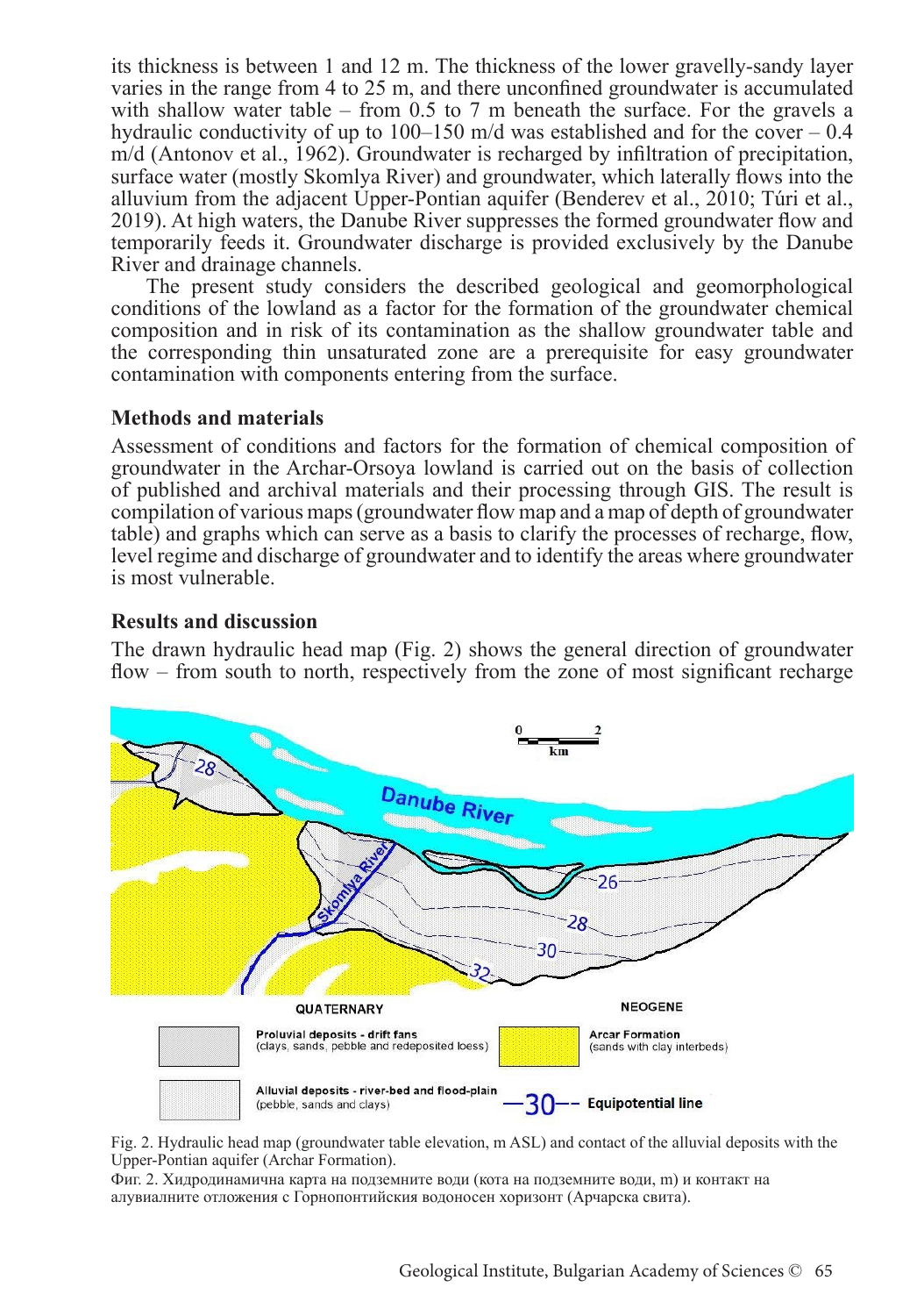its thickness is between 1 and 12 m. The thickness of the lower gravelly-sandy layer varies in the range from 4 to 25 m, and there unconfined groundwater is accumulated with shallow water table – from 0.5 to 7 m beneath the surface. For the gravels a hydraulic conductivity of up to 100–150 m/d was established and for the cover – 0.4 m/d (Antonov et al., 1962). Groundwater is recharged by infiltration of precipitation, surface water (mostly Skomlya River) and groundwater, which laterally flows into the alluvium from the adjacent Upper-Pontian aquifer (Benderev et al., 2010; Túri et al., 2019). At high waters, the Danube River suppresses the formed groundwater flow and temporarily feeds it. Groundwater discharge is provided exclusively by the Danube River and drainage channels.

The present study considers the described geological and geomorphological conditions of the lowland as a factor for the formation of the groundwater chemical composition and in risk of its contamination as the shallow groundwater table and the corresponding thin unsaturated zone are a prerequisite for easy groundwater contamination with components entering from the surface.

## Methods and materials

Assessment of conditions and factors for the formation of chemical composition of groundwater in the Archar-Orsoya lowland is carried out on the basis of collection of published and archival materials and their processing through GIS. The result is compilation of various maps (groundwater flow map and a map of depth of groundwater table) and graphs which can serve as a basis to clarify the processes of recharge, flow, level regime and discharge of groundwater and to identify the areas where groundwater is most vulnerable.

## Results and discussion

The drawn hydraulic head map (Fig. 2) shows the general direction of groundwater flow – from south to north, respectively from the zone of most significant recharge

Fig. 2. Hydraulic head map (groundwater table elevation, m ASL) and contact of the alluvial deposits with the Upper-Pontian aquifer (Archar Formation).

Фиг. 2. Хидродинамична карта на подземните води (кота на подземните води, m) и контакт на алувиалните отложения с Горнопонтийския водоносен хоризонт (Арчарска свита).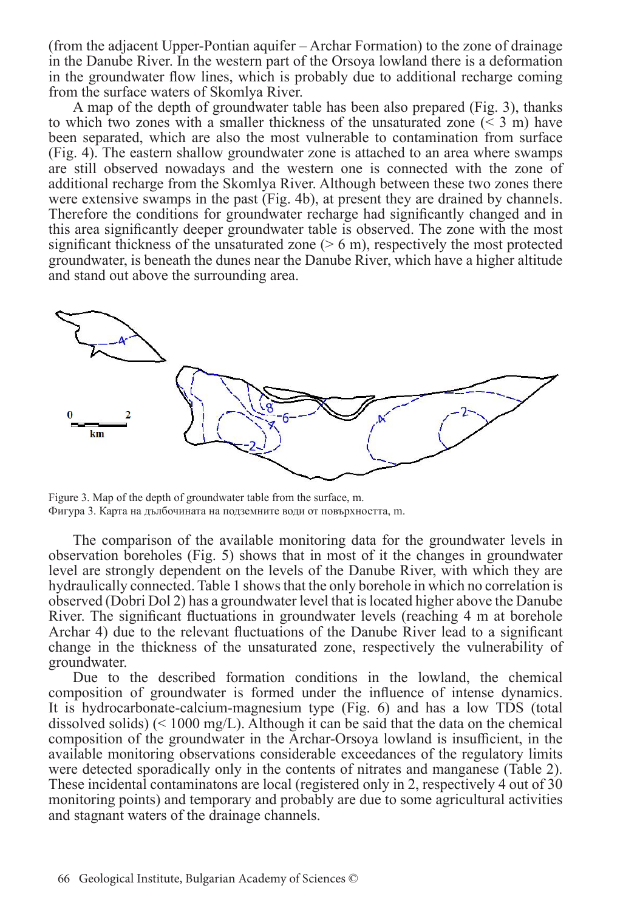(from the adjacent Upper-Pontian aquifer – Archar Formation) to the zone of drainage in the Danube River. In the western part of the Orsoya lowland there is a deformation in the groundwater flow lines, which is probably due to additional recharge coming from the surface waters of Skomlya River.

A map of the depth of groundwater table has been also prepared (Fig. 3), thanks to which two zones with a smaller thickness of the unsaturated zone (< 3 m) have been separated, which are also the most vulnerable to contamination from surface (Fig. 4). The eastern shallow groundwater zone is attached to an area where swamps are still observed nowadays and the western one is connected with the zone of additional recharge from the Skomlya River. Although between these two zones there were extensive swamps in the past (Fig. 4b), at present they are drained by channels. Therefore the conditions for groundwater recharge had significantly changed and in this area significantly deeper groundwater table is observed. The zone with the most significant thickness of the unsaturated zone (> 6 m), respectively the most protected groundwater, is beneath the dunes near the Danube River, which have a higher altitude and stand out above the surrounding area.

Figure 3. Map of the depth of groundwater table from the surface, m.
Фигура 3. Карта на дълбочината на подземните води от повърхността, m.

The comparison of the available monitoring data for the groundwater levels in observation boreholes (Fig. 5) shows that in most of it the changes in groundwater level are strongly dependent on the levels of the Danube River, with which they are hydraulically connected. Table 1 shows that the only borehole in which no correlation is observed (Dobri Dol 2) has a groundwater level that is located higher above the Danube River. The significant fluctuations in groundwater levels (reaching 4 m at borehole Archar 4) due to the relevant fluctuations of the Danube River lead to a significant change in the thickness of the unsaturated zone, respectively the vulnerability of groundwater.

Due to the described formation conditions in the lowland, the chemical composition of groundwater is formed under the influence of intense dynamics. It is hydrocarbonate-calcium-magnesium type (Fig. 6) and has a low TDS (total dissolved solids) (< 1000 mg/L). Although it can be said that the data on the chemical composition of the groundwater in the Archar-Orsoya lowland is insufficient, in the available monitoring observations considerable exceedances of the regulatory limits were detected sporadically only in the contents of nitrates and manganese (Table 2). These incidental contaminatons are local (registered only in 2, respectively 4 out of 30 monitoring points) and temporary and probably are due to some agricultural activities and stagnant waters of the drainage channels.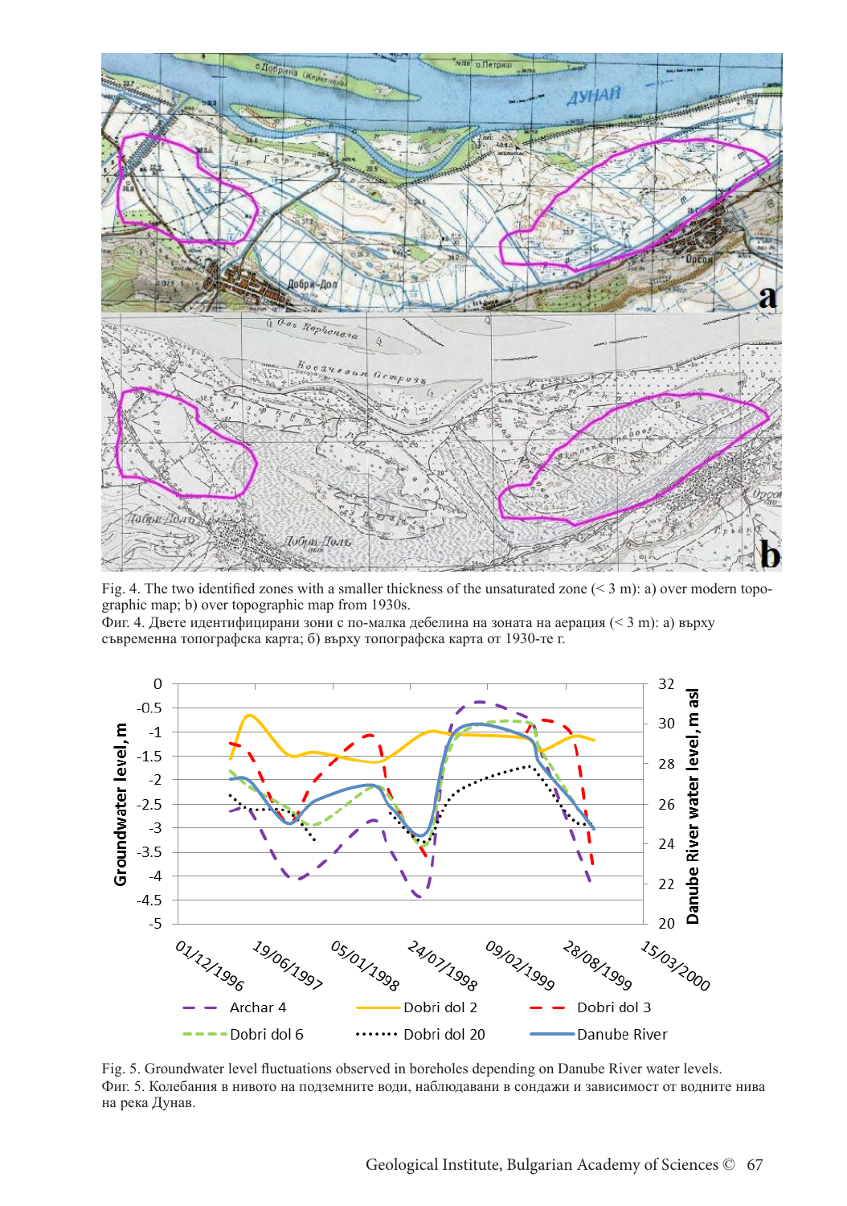Fig. 4. The two identified zones with a smaller thickness of the unsaturated zone (< 3 m): a) over modern topographic map; b) over topographic map from 1930s.
Фиг. 4. Двете идентифицирани зони с по-малка дебелина на зоната на аерация (< 3 m): а) върху съвременна топографска карта; б) върху топографска карта от 1930-те г.

Fig. 5. Groundwater level fluctuations observed in boreholes depending on Danube River water levels.
Фиг. 5. Колебания в нивото на подземните води, наблюдавани в сондажи в зависимост от водните нива на река Дунав.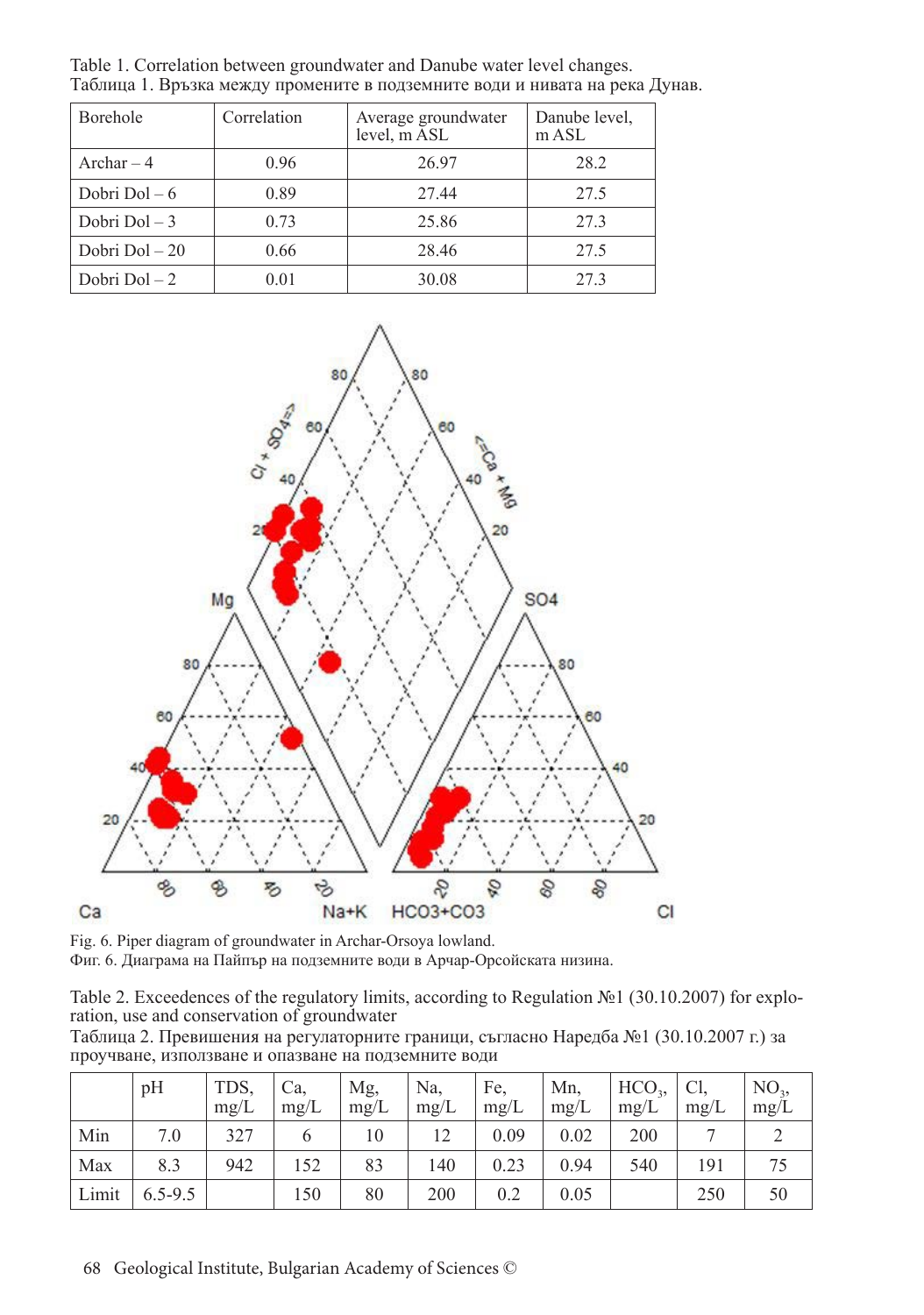Table 1. Correlation between groundwater and Danube water level changes.
Таблица 1. Връзка между промените в подземните води и нивата на река Дунав.

| Borehole | Correlation | Average groundwater level, m ASL | Danube level, m ASL |
|---|---|---|---|
| Archar – 4 | 0.96 | 26.97 | 28.2 |
| Dobri Dol – 6 | 0.89 | 27.44 | 27.5 |
| Dobri Dol – 3 | 0.73 | 25.86 | 27.3 |
| Dobri Dol – 20 | 0.66 | 28.46 | 27.5 |
| Dobri Dol – 2 | 0.01 | 30.08 | 27.3 |

Fig. 6. Piper diagram of groundwater in Archar-Orsoya lowland.
Фиг. 6. Диаграма на Пайпър на подземните води в Арчар-Орсойската низина.

Table 2. Exceedences of the regulatory limits, according to Regulation №1 (30.10.2007) for exploration, use and conservation of groundwater
Таблица 2. Превишения на регулаторните граници, съгласно Наредба №1 (30.10.2007 г.) за проучване, използване и опазване на подземните води

| | pH | TDS, mg/L | Ca, mg/L | Mg, mg/L | Na, mg/L | Fe, mg/L | Mn, mg/L | $HCO_3$, mg/L | Cl, mg/L | $NO_3$, mg/L |
|---|---|---|---|---|---|---|---|---|---|---|
| Min | 7.0 | 327 | 6 | 10 | 12 | 0.09 | 0.02 | 200 | 7 | 2 |
| Max | 8.3 | 942 | 152 | 83 | 140 | 0.23 | 0.94 | 540 | 191 | 75 |
| Limit | 6.5-9.5 | | 150 | 80 | 200 | 0.2 | 0.05 | | 250 | 50 |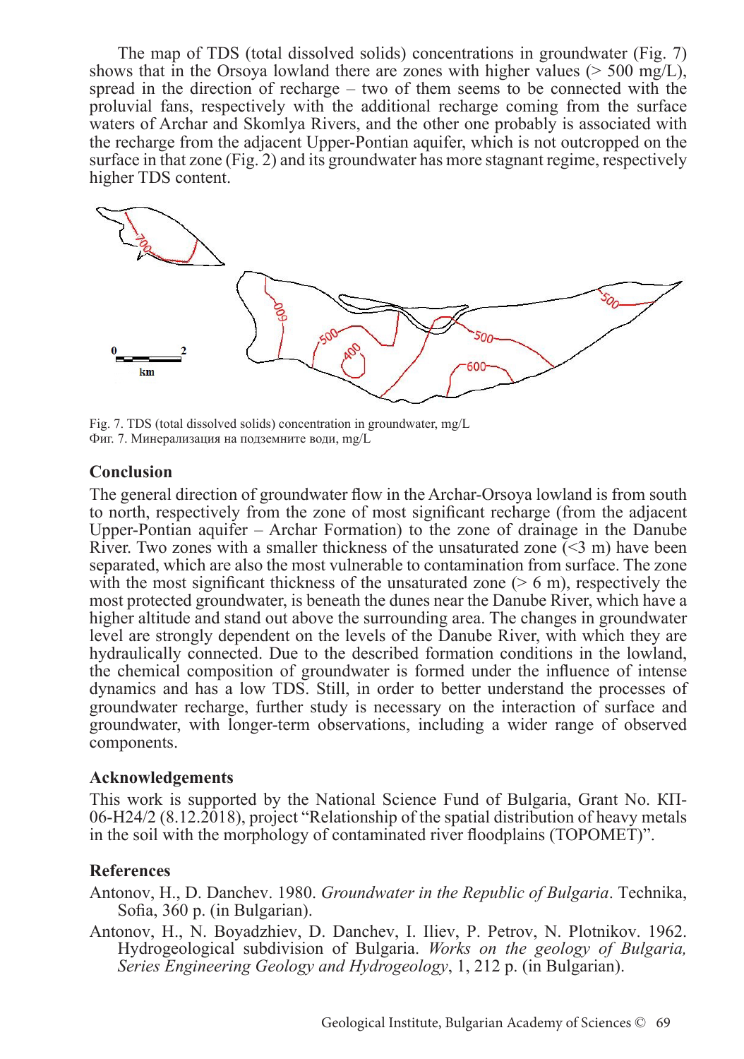The map of TDS (total dissolved solids) concentrations in groundwater (Fig. 7) shows that in the Orsoya lowland there are zones with higher values (> 500 mg/L), spread in the direction of recharge – two of them seems to be connected with the proluvial fans, respectively with the additional recharge coming from the surface waters of Archar and Skomlya Rivers, and the other one probably is associated with the recharge from the adjacent Upper-Pontian aquifer, which is not outcropped on the surface in that zone (Fig. 2) and its groundwater has more stagnant regime, respectively higher TDS content.

Fig. 7. TDS (total dissolved solids) concentration in groundwater, mg/L
Фиг. 7. Минерализация на подземните води, mg/L

## Conclusion

The general direction of groundwater flow in the Archar-Orsoya lowland is from south to north, respectively from the zone of most significant recharge (from the adjacent Upper-Pontian aquifer – Archar Formation) to the zone of drainage in the Danube River. Two zones with a smaller thickness of the unsaturated zone (<3 m) have been separated, which are also the most vulnerable to contamination from surface. The zone with the most significant thickness of the unsaturated zone (> 6 m), respectively the most protected groundwater, is beneath the dunes near the Danube River, which have a higher altitude and stand out above the surrounding area. The changes in groundwater level are strongly dependent on the levels of the Danube River, with which they are hydraulically connected. Due to the described formation conditions in the lowland, the chemical composition of groundwater is formed under the influence of intense dynamics and has a low TDS. Still, in order to better understand the processes of groundwater recharge, further study is necessary on the interaction of surface and groundwater, with longer-term observations, including a wider range of observed components.

## Acknowledgements

This work is supported by the National Science Fund of Bulgaria, Grant No. КП-06-Н24/2 (8.12.2018), project "Relationship of the spatial distribution of heavy metals in the soil with the morphology of contaminated river floodplains (TOPOMET)".

## References

Antonov, H., D. Danchev. 1980. *Groundwater in the Republic of Bulgaria*. Technika, Sofia, 360 p. (in Bulgarian).

Antonov, H., N. Boyadzhiev, D. Danchev, I. Iliev, P. Petrov, N. Plotnikov. 1962. Hydrogeological subdivision of Bulgaria. *Works on the geology of Bulgaria, Series Engineering Geology and Hydrogeology*, 1, 212 p. (in Bulgarian).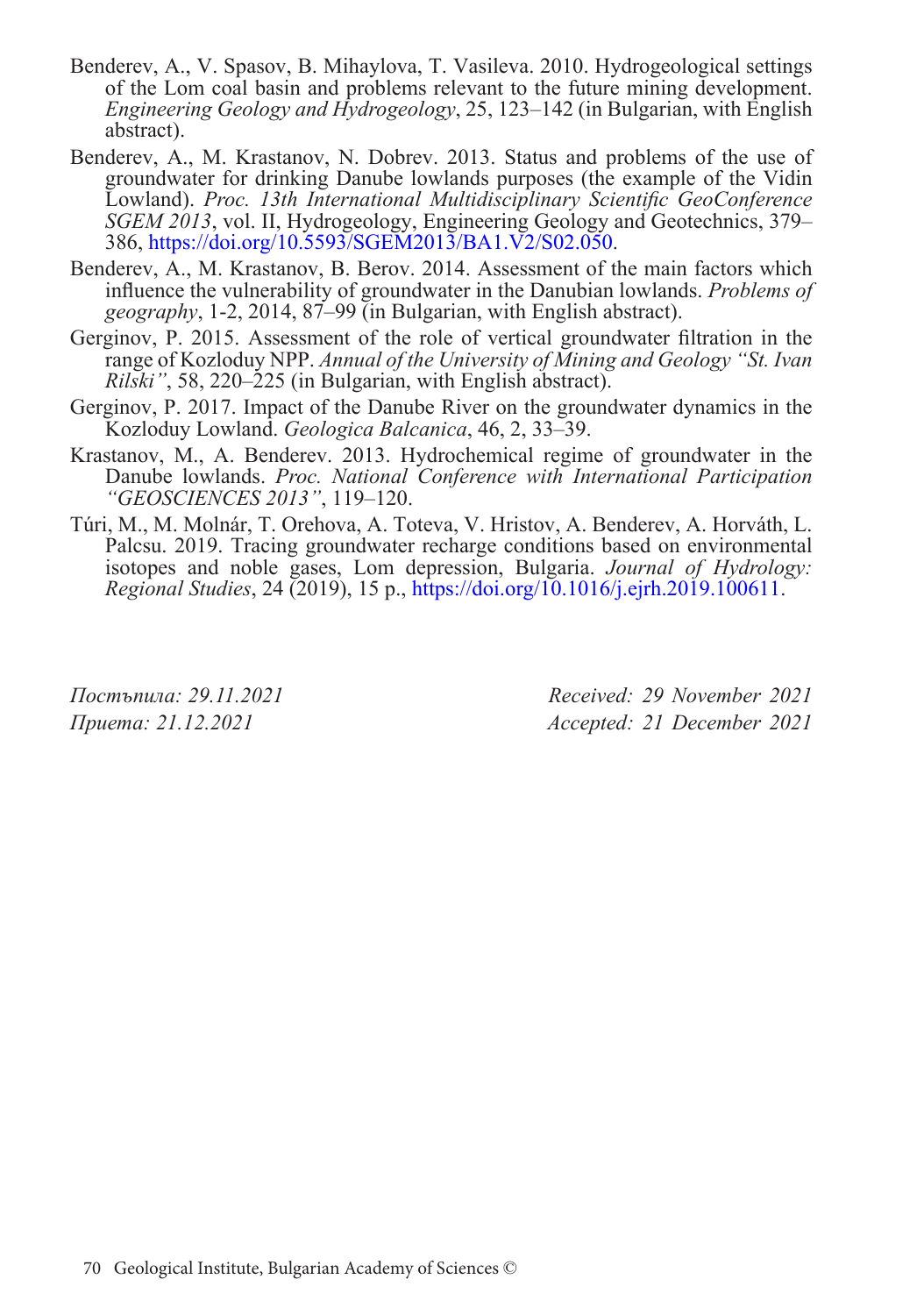Benderev, A., V. Spasov, B. Mihaylova, T. Vasileva. 2010. Hydrogeological settings of the Lom coal basin and problems relevant to the future mining development. *Engineering Geology and Hydrogeology*, 25, 123–142 (in Bulgarian, with English abstract).

Benderev, A., M. Krastanov, N. Dobrev. 2013. Status and problems of the use of groundwater for drinking Danube lowlands purposes (the example of the Vidin Lowland). *Proc. 13th International Multidisciplinary Scientific GeoConference SGEM 2013*, vol. II, Hydrogeology, Engineering Geology and Geotechnics, 379–386, https://doi.org/10.5593/SGEM2013/BA1.V2/S02.050.

Benderev, A., M. Krastanov, B. Berov. 2014. Assessment of the main factors which influence the vulnerability of groundwater in the Danubian lowlands. *Problems of geography*, 1-2, 2014, 87–99 (in Bulgarian, with English abstract).

Gerginov, P. 2015. Assessment of the role of vertical groundwater filtration in the range of Kozloduy NPP. *Annual of the University of Mining and Geology "St. Ivan Rilski"*, 58, 220–225 (in Bulgarian, with English abstract).

Gerginov, P. 2017. Impact of the Danube River on the groundwater dynamics in the Kozloduy Lowland. *Geologica Balcanica*, 46, 2, 33–39.

Krastanov, M., A. Benderev. 2013. Hydrochemical regime of groundwater in the Danube lowlands. *Proc. National Conference with International Participation "GEOSCIENCES 2013"*, 119–120.

Túri, M., M. Molnár, T. Orehova, A. Toteva, V. Hristov, A. Benderev, A. Horváth, L. Palcsu. 2019. Tracing groundwater recharge conditions based on environmental isotopes and noble gases, Lom depression, Bulgaria. *Journal of Hydrology: Regional Studies*, 24 (2019), 15 p., https://doi.org/10.1016/j.ejrh.2019.100611.

*Постъпила: 29.11.2021*
*Приета: 21.12.2021*

*Received: 29 November 2021*
*Accepted: 21 December 2021*